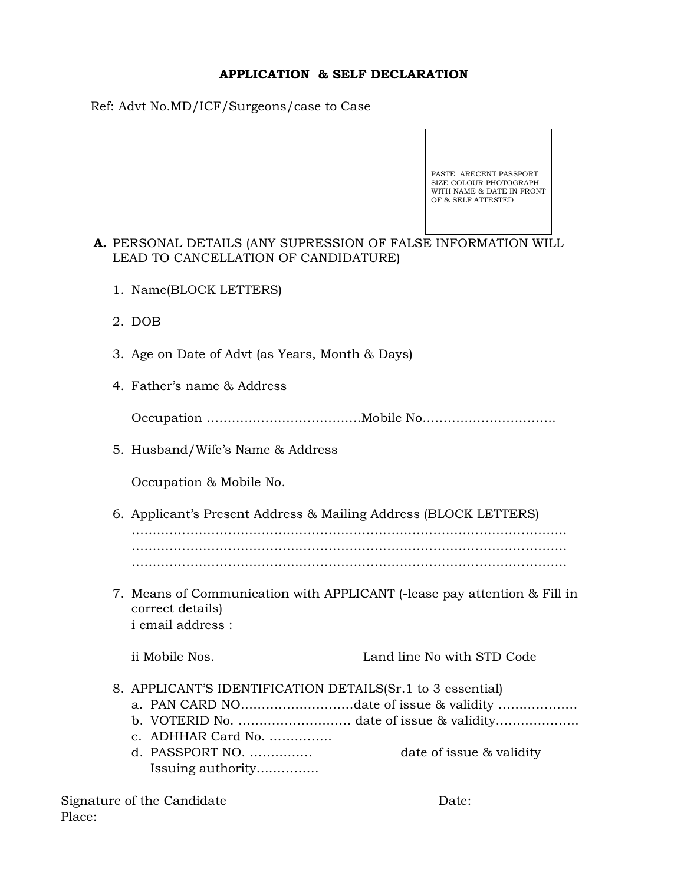# APPLICATION & SELF DECLARATION

Ref: Advt No.MD/ICF/Surgeons/case to Case

PASTE ARECENT PASSPORT SIZE COLOUR PHOTOGRAPH WITH NAME & DATE IN FRONT OF & SELF ATTESTED

**A.** PERSONAL DETAILS (ANY SUPRESSION OF FALSE INFORMATION WILL LEAD TO CANCELLATION OF CANDIDATURE)

1. Name(BLOCK LETTERS)

2. DOB

3. Age on Date of Advt (as Years, Month & Days)

4. Father's name & Address

   Occupation ………………………………Mobile No………………………….

5. Husband/Wife's Name & Address

   Occupation & Mobile No.

6. Applicant's Present Address & Mailing Address (BLOCK LETTERS)
   ……………………………………………………………………………………
   ……………………………………………………………………………………
   ……………………………………………………………………………………

7. Means of Communication with APPLICANT (-lease pay attention & Fill in correct details)
   i email address :

   ii Mobile Nos. Land line No with STD Code

8. APPLICANT'S IDENTIFICATION DETAILS(Sr.1 to 3 essential)
   a. PAN CARD NO………………………date of issue & validity ………………
   b. VOTERID No. ……………………… date of issue & validity……………….
   c. ADHHAR Card No. ……………
   d. PASSPORT NO. …………… date of issue & validity
      Issuing authority……………

Signature of the Candidate Date:
Place: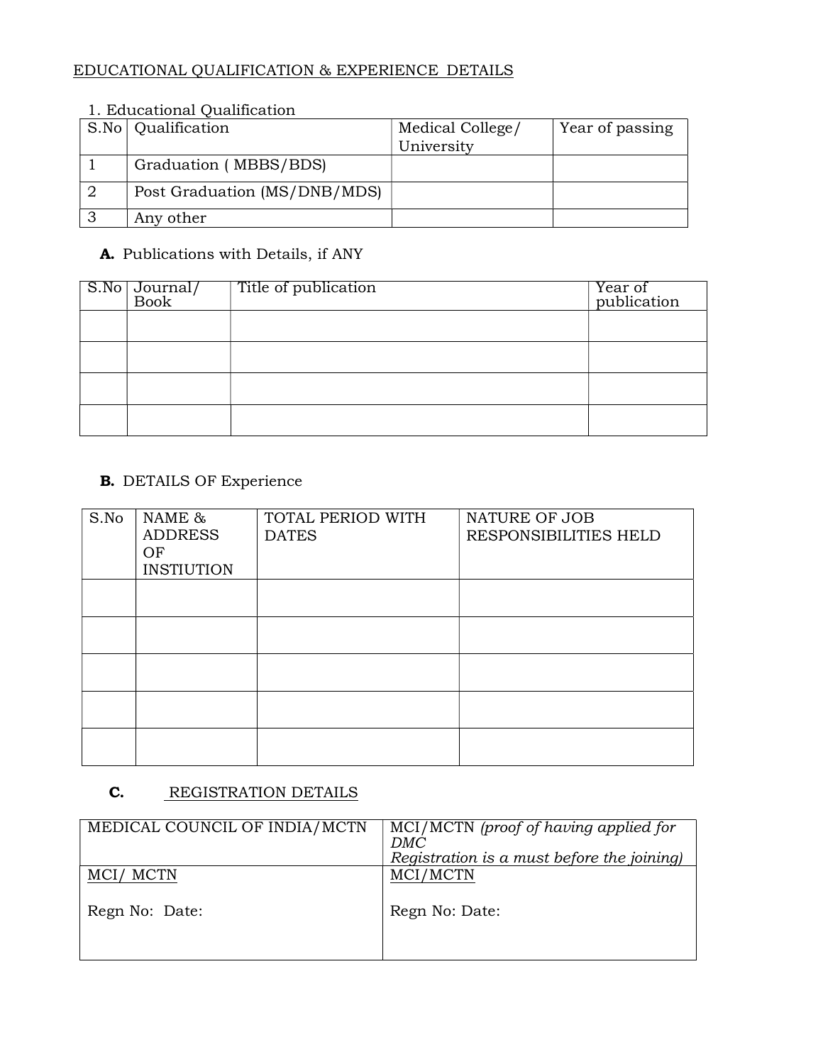EDUCATIONAL QUALIFICATION & EXPERIENCE DETAILS

1. Educational Qualification

| S.No | Qualification | Medical College/ University | Year of passing |
|---|---|---|---|
| 1 | Graduation ( MBBS/BDS) | | |
| 2 | Post Graduation (MS/DNB/MDS) | | |
| 3 | Any other | | |

**A.** Publications with Details, if ANY

| S.No | Journal/ Book | Title of publication | Year of publication |
|---|---|---|---|
| | | | |
| | | | |
| | | | |
| | | | |

**B.** DETAILS OF Experience

| S.No | NAME & ADDRESS OF INSTIUTION | TOTAL PERIOD WITH DATES | NATURE OF JOB RESPONSIBILITIES HELD |
|---|---|---|---|
| | | | |
| | | | |
| | | | |
| | | | |
| | | | |

**C.** REGISTRATION DETAILS

| MEDICAL COUNCIL OF INDIA/MCTN | MCI/MCTN *(proof of having applied for DMC Registration is a must before the joining)* |
|---|---|
| MCI/ MCTN<br><br>Regn No: Date: | MCI/MCTN<br><br>Regn No: Date: |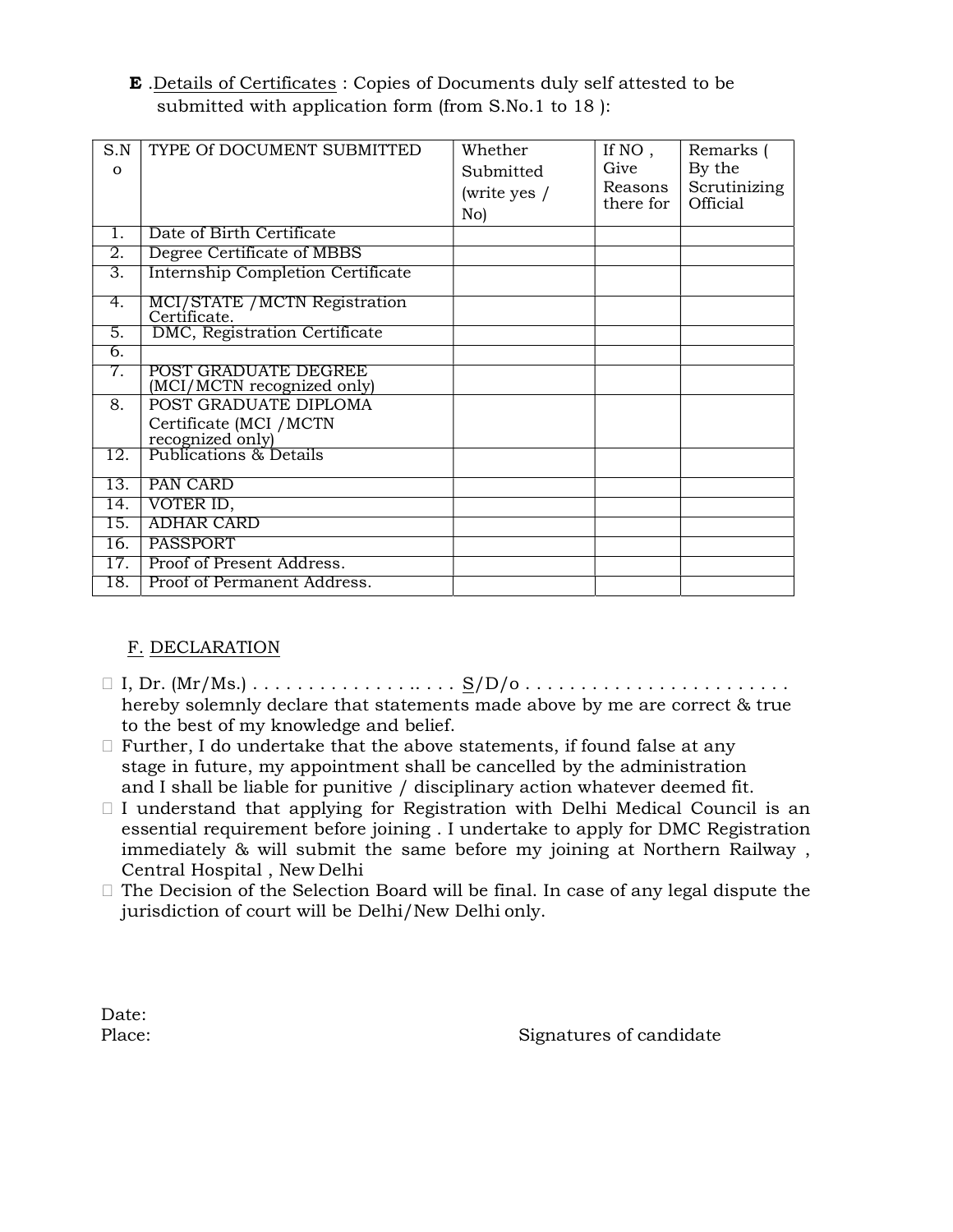**E** .Details of Certificates : Copies of Documents duly self attested to be submitted with application form (from S.No.1 to 18 ):

| S.No | TYPE Of DOCUMENT SUBMITTED | Whether Submitted (write yes / No) | If NO , Give Reasons there for | Remarks ( By the Scrutinizing Official |
|---|---|---|---|---|
| 1. | Date of Birth Certificate | | | |
| 2. | Degree Certificate of MBBS | | | |
| 3. | Internship Completion Certificate | | | |
| 4. | MCI/STATE /MCTN Registration Certificate. | | | |
| 5. | DMC, Registration Certificate | | | |
| 6. | | | | |
| 7. | POST GRADUATE DEGREE (MCI/MCTN recognized only) | | | |
| 8. | POST GRADUATE DIPLOMA Certificate (MCI /MCTN recognized only) | | | |
| 12. | Publications & Details | | | |
| 13. | PAN CARD | | | |
| 14. | VOTER ID, | | | |
| 15. | ADHAR CARD | | | |
| 16. | PASSPORT | | | |
| 17. | Proof of Present Address. | | | |
| 18. | Proof of Permanent Address. | | | |

F. DECLARATION

- I, Dr. (Mr/Ms.) . . . . . . . . . . . . . . . .. . . . S/D/o . . . . . . . . . . . . . . . . . . . . . . . . hereby solemnly declare that statements made above by me are correct & true to the best of my knowledge and belief.
- Further, I do undertake that the above statements, if found false at any stage in future, my appointment shall be cancelled by the administration and I shall be liable for punitive / disciplinary action whatever deemed fit.
- I understand that applying for Registration with Delhi Medical Council is an essential requirement before joining . I undertake to apply for DMC Registration immediately & will submit the same before my joining at Northern Railway , Central Hospital , New Delhi
- The Decision of the Selection Board will be final. In case of any legal dispute the jurisdiction of court will be Delhi/New Delhi only.

Date:

Place: Signatures of candidate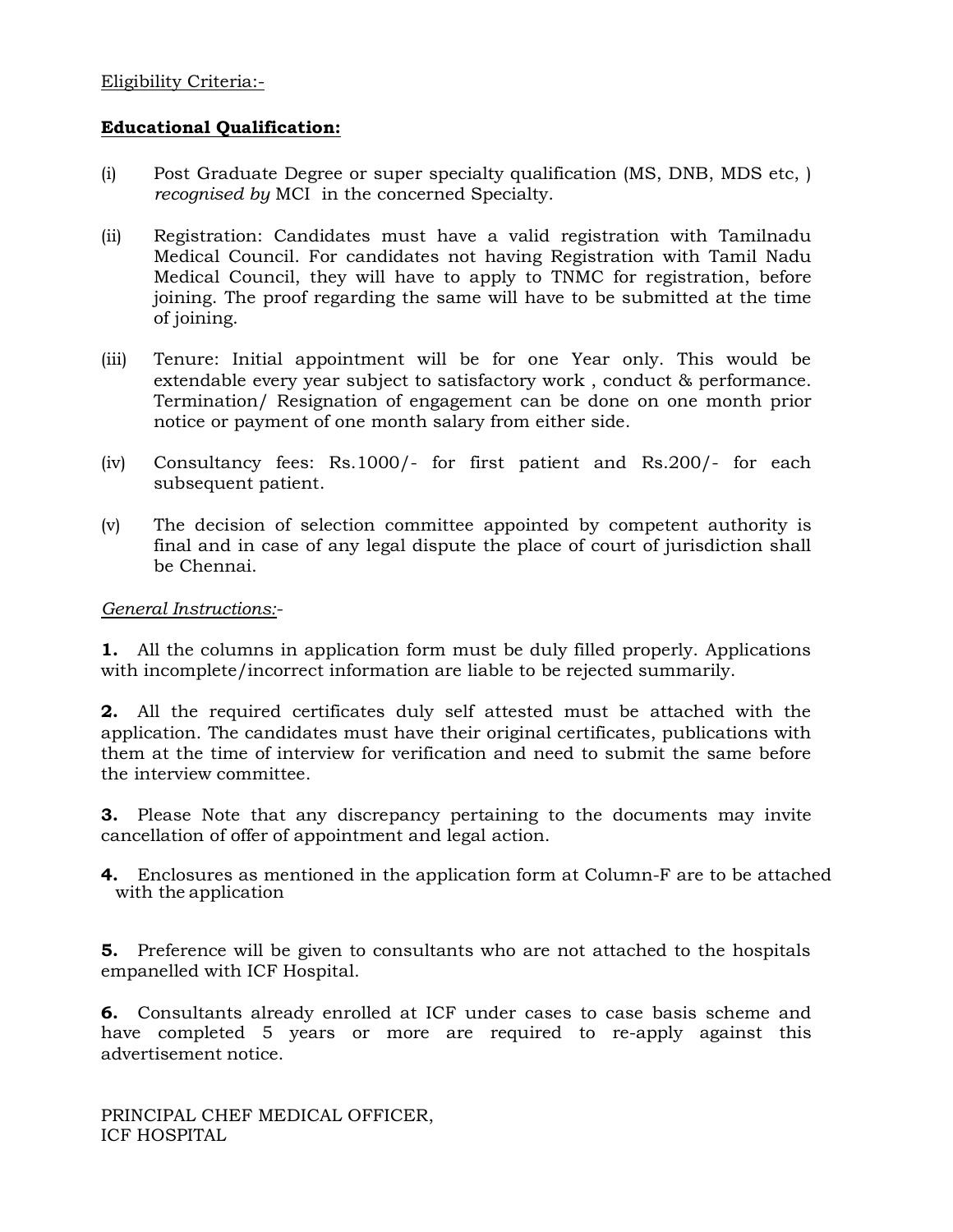<u>Eligibility Criteria:-</u>

**<u>Educational Qualification:</u>**

(i) Post Graduate Degree or super specialty qualification (MS, DNB, MDS etc, ) *recognised by* MCI in the concerned Specialty.

(ii) Registration: Candidates must have a valid registration with Tamilnadu Medical Council. For candidates not having Registration with Tamil Nadu Medical Council, they will have to apply to TNMC for registration, before joining. The proof regarding the same will have to be submitted at the time of joining.

(iii) Tenure: Initial appointment will be for one Year only. This would be extendable every year subject to satisfactory work , conduct & performance. Termination/ Resignation of engagement can be done on one month prior notice or payment of one month salary from either side.

(iv) Consultancy fees: Rs.1000/- for first patient and Rs.200/- for each subsequent patient.

(v) The decision of selection committee appointed by competent authority is final and in case of any legal dispute the place of court of jurisdiction shall be Chennai.

*<u>General Instructions:</u>*-

**1.** All the columns in application form must be duly filled properly. Applications with incomplete/incorrect information are liable to be rejected summarily.

**2.** All the required certificates duly self attested must be attached with the application. The candidates must have their original certificates, publications with them at the time of interview for verification and need to submit the same before the interview committee.

**3.** Please Note that any discrepancy pertaining to the documents may invite cancellation of offer of appointment and legal action.

**4.** Enclosures as mentioned in the application form at Column-F are to be attached with the application

**5.** Preference will be given to consultants who are not attached to the hospitals empanelled with ICF Hospital.

**6.** Consultants already enrolled at ICF under cases to case basis scheme and have completed 5 years or more are required to re-apply against this advertisement notice.

PRINCIPAL CHEF MEDICAL OFFICER,
ICF HOSPITAL